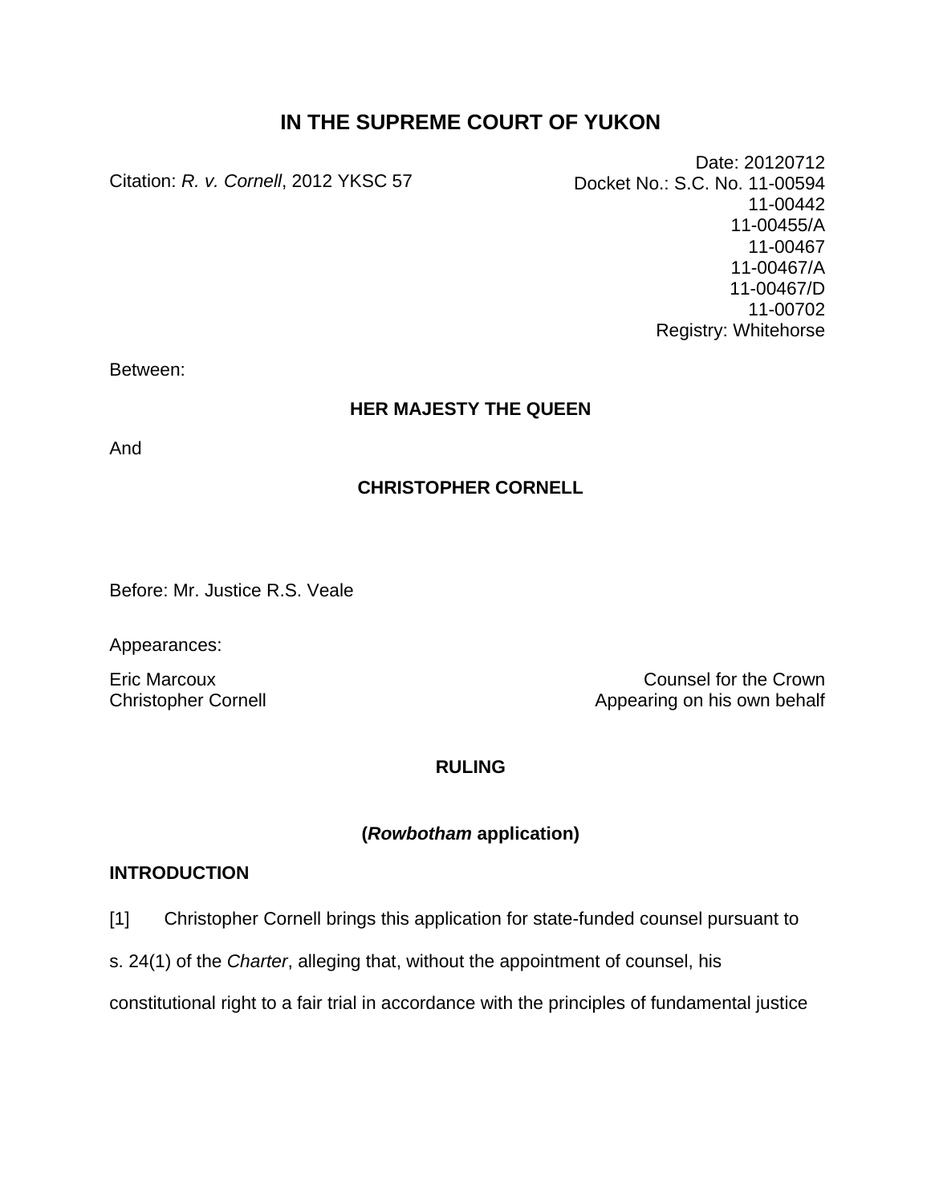# IN THE SUPREME COURT OF YUKON

Citation: *R. v. Cornell*, 2012 YKSC 57

Date: 20120712
Docket No.: S.C. No. 11-00594
11-00442
11-00455/A
11-00467
11-00467/A
11-00467/D
11-00702
Registry: Whitehorse

Between:

**HER MAJESTY THE QUEEN**

And

**CHRISTOPHER CORNELL**

Before: Mr. Justice R.S. Veale

Appearances:

Eric Marcoux — Counsel for the Crown
Christopher Cornell — Appearing on his own behalf

**RULING**

**(*Rowbotham* application)**

**INTRODUCTION**

[1] Christopher Cornell brings this application for state-funded counsel pursuant to s. 24(1) of the *Charter*, alleging that, without the appointment of counsel, his constitutional right to a fair trial in accordance with the principles of fundamental justice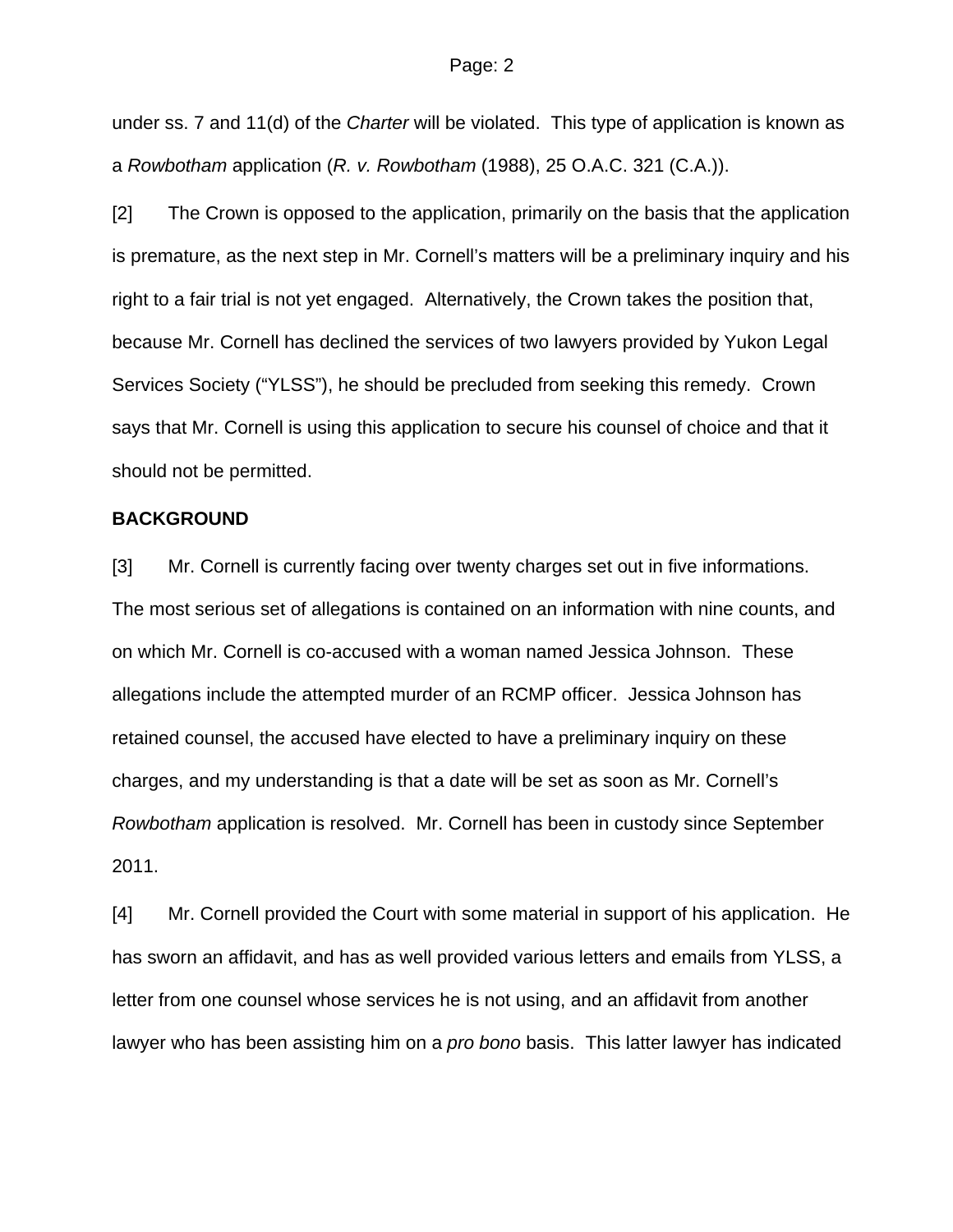under ss. 7 and 11(d) of the *Charter* will be violated. This type of application is known as a *Rowbotham* application (*R. v. Rowbotham* (1988), 25 O.A.C. 321 (C.A.)).

[2] The Crown is opposed to the application, primarily on the basis that the application is premature, as the next step in Mr. Cornell's matters will be a preliminary inquiry and his right to a fair trial is not yet engaged. Alternatively, the Crown takes the position that, because Mr. Cornell has declined the services of two lawyers provided by Yukon Legal Services Society ("YLSS"), he should be precluded from seeking this remedy. Crown says that Mr. Cornell is using this application to secure his counsel of choice and that it should not be permitted.

**BACKGROUND**

[3] Mr. Cornell is currently facing over twenty charges set out in five informations. The most serious set of allegations is contained on an information with nine counts, and on which Mr. Cornell is co-accused with a woman named Jessica Johnson. These allegations include the attempted murder of an RCMP officer. Jessica Johnson has retained counsel, the accused have elected to have a preliminary inquiry on these charges, and my understanding is that a date will be set as soon as Mr. Cornell's *Rowbotham* application is resolved. Mr. Cornell has been in custody since September 2011.

[4] Mr. Cornell provided the Court with some material in support of his application. He has sworn an affidavit, and has as well provided various letters and emails from YLSS, a letter from one counsel whose services he is not using, and an affidavit from another lawyer who has been assisting him on a *pro bono* basis. This latter lawyer has indicated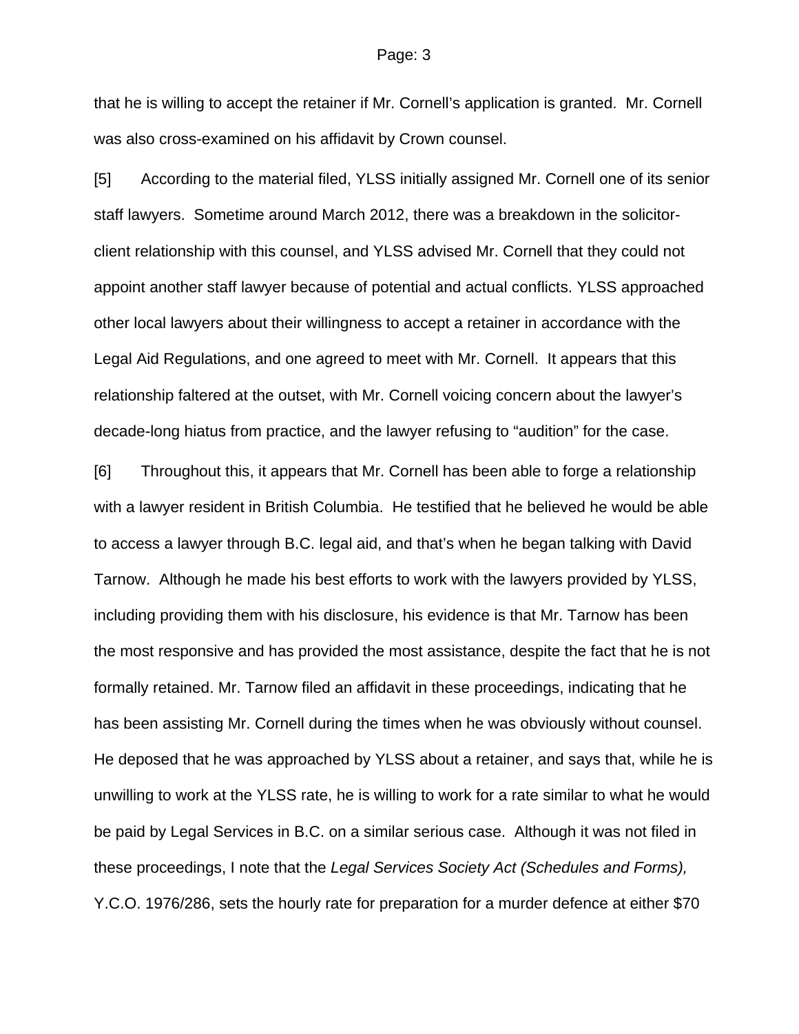that he is willing to accept the retainer if Mr. Cornell's application is granted. Mr. Cornell was also cross-examined on his affidavit by Crown counsel.

[5] According to the material filed, YLSS initially assigned Mr. Cornell one of its senior staff lawyers. Sometime around March 2012, there was a breakdown in the solicitor-client relationship with this counsel, and YLSS advised Mr. Cornell that they could not appoint another staff lawyer because of potential and actual conflicts. YLSS approached other local lawyers about their willingness to accept a retainer in accordance with the Legal Aid Regulations, and one agreed to meet with Mr. Cornell. It appears that this relationship faltered at the outset, with Mr. Cornell voicing concern about the lawyer's decade-long hiatus from practice, and the lawyer refusing to "audition" for the case.

[6] Throughout this, it appears that Mr. Cornell has been able to forge a relationship with a lawyer resident in British Columbia. He testified that he believed he would be able to access a lawyer through B.C. legal aid, and that's when he began talking with David Tarnow. Although he made his best efforts to work with the lawyers provided by YLSS, including providing them with his disclosure, his evidence is that Mr. Tarnow has been the most responsive and has provided the most assistance, despite the fact that he is not formally retained. Mr. Tarnow filed an affidavit in these proceedings, indicating that he has been assisting Mr. Cornell during the times when he was obviously without counsel. He deposed that he was approached by YLSS about a retainer, and says that, while he is unwilling to work at the YLSS rate, he is willing to work for a rate similar to what he would be paid by Legal Services in B.C. on a similar serious case. Although it was not filed in these proceedings, I note that the *Legal Services Society Act (Schedules and Forms),* Y.C.O. 1976/286, sets the hourly rate for preparation for a murder defence at either $70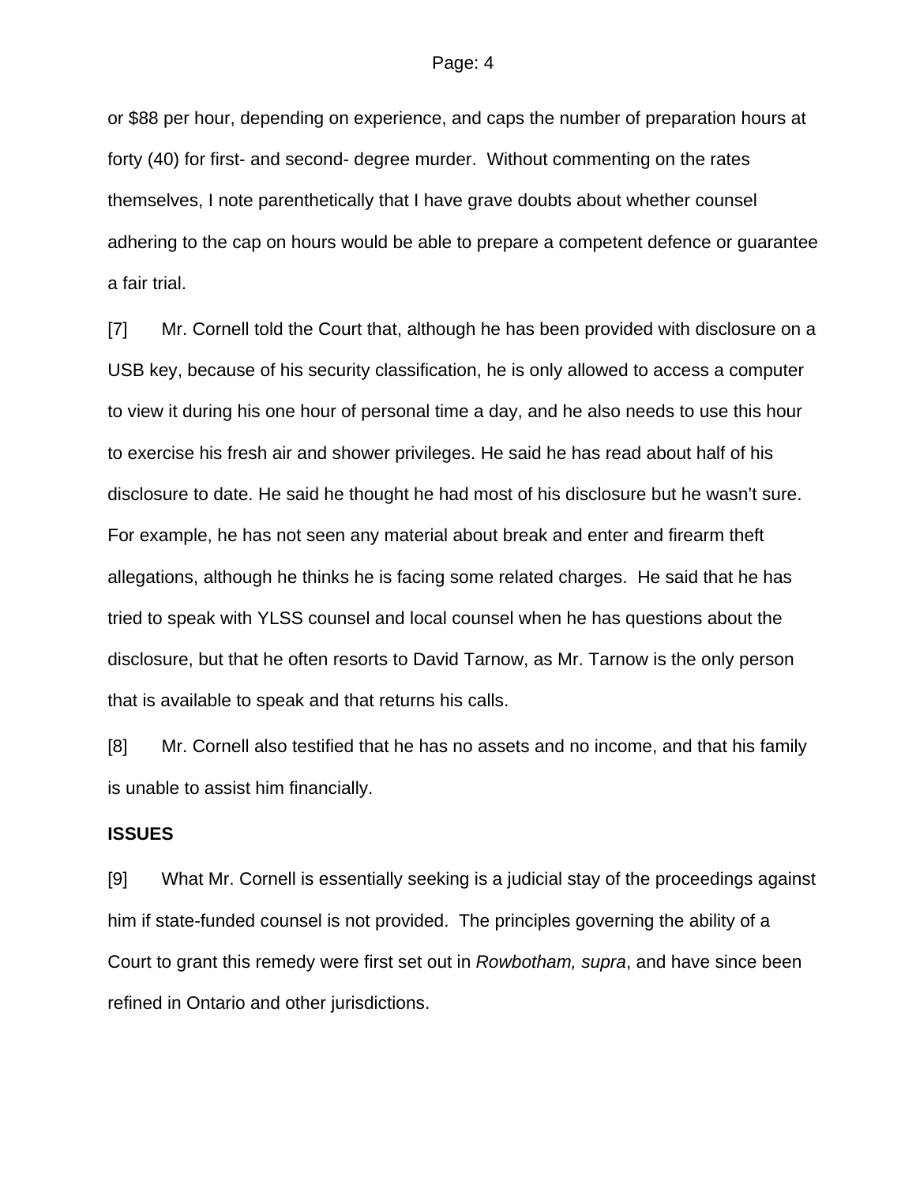or $88 per hour, depending on experience, and caps the number of preparation hours at forty (40) for first- and second- degree murder. Without commenting on the rates themselves, I note parenthetically that I have grave doubts about whether counsel adhering to the cap on hours would be able to prepare a competent defence or guarantee a fair trial.

[7] Mr. Cornell told the Court that, although he has been provided with disclosure on a USB key, because of his security classification, he is only allowed to access a computer to view it during his one hour of personal time a day, and he also needs to use this hour to exercise his fresh air and shower privileges. He said he has read about half of his disclosure to date. He said he thought he had most of his disclosure but he wasn't sure. For example, he has not seen any material about break and enter and firearm theft allegations, although he thinks he is facing some related charges. He said that he has tried to speak with YLSS counsel and local counsel when he has questions about the disclosure, but that he often resorts to David Tarnow, as Mr. Tarnow is the only person that is available to speak and that returns his calls.

[8] Mr. Cornell also testified that he has no assets and no income, and that his family is unable to assist him financially.

**ISSUES**

[9] What Mr. Cornell is essentially seeking is a judicial stay of the proceedings against him if state-funded counsel is not provided. The principles governing the ability of a Court to grant this remedy were first set out in *Rowbotham, supra*, and have since been refined in Ontario and other jurisdictions.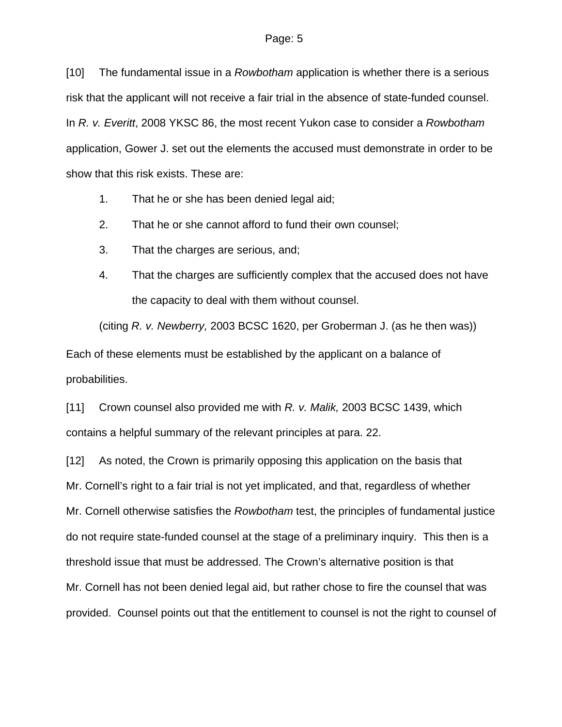[10] The fundamental issue in a *Rowbotham* application is whether there is a serious risk that the applicant will not receive a fair trial in the absence of state-funded counsel. In *R. v. Everitt*, 2008 YKSC 86, the most recent Yukon case to consider a *Rowbotham* application, Gower J. set out the elements the accused must demonstrate in order to be show that this risk exists. These are:

1. That he or she has been denied legal aid;
2. That he or she cannot afford to fund their own counsel;
3. That the charges are serious, and;
4. That the charges are sufficiently complex that the accused does not have the capacity to deal with them without counsel.

(citing *R. v. Newberry,* 2003 BCSC 1620, per Groberman J. (as he then was))

Each of these elements must be established by the applicant on a balance of probabilities.

[11] Crown counsel also provided me with *R. v. Malik,* 2003 BCSC 1439, which contains a helpful summary of the relevant principles at para. 22.

[12] As noted, the Crown is primarily opposing this application on the basis that Mr. Cornell's right to a fair trial is not yet implicated, and that, regardless of whether Mr. Cornell otherwise satisfies the *Rowbotham* test, the principles of fundamental justice do not require state-funded counsel at the stage of a preliminary inquiry. This then is a threshold issue that must be addressed. The Crown's alternative position is that Mr. Cornell has not been denied legal aid, but rather chose to fire the counsel that was provided. Counsel points out that the entitlement to counsel is not the right to counsel of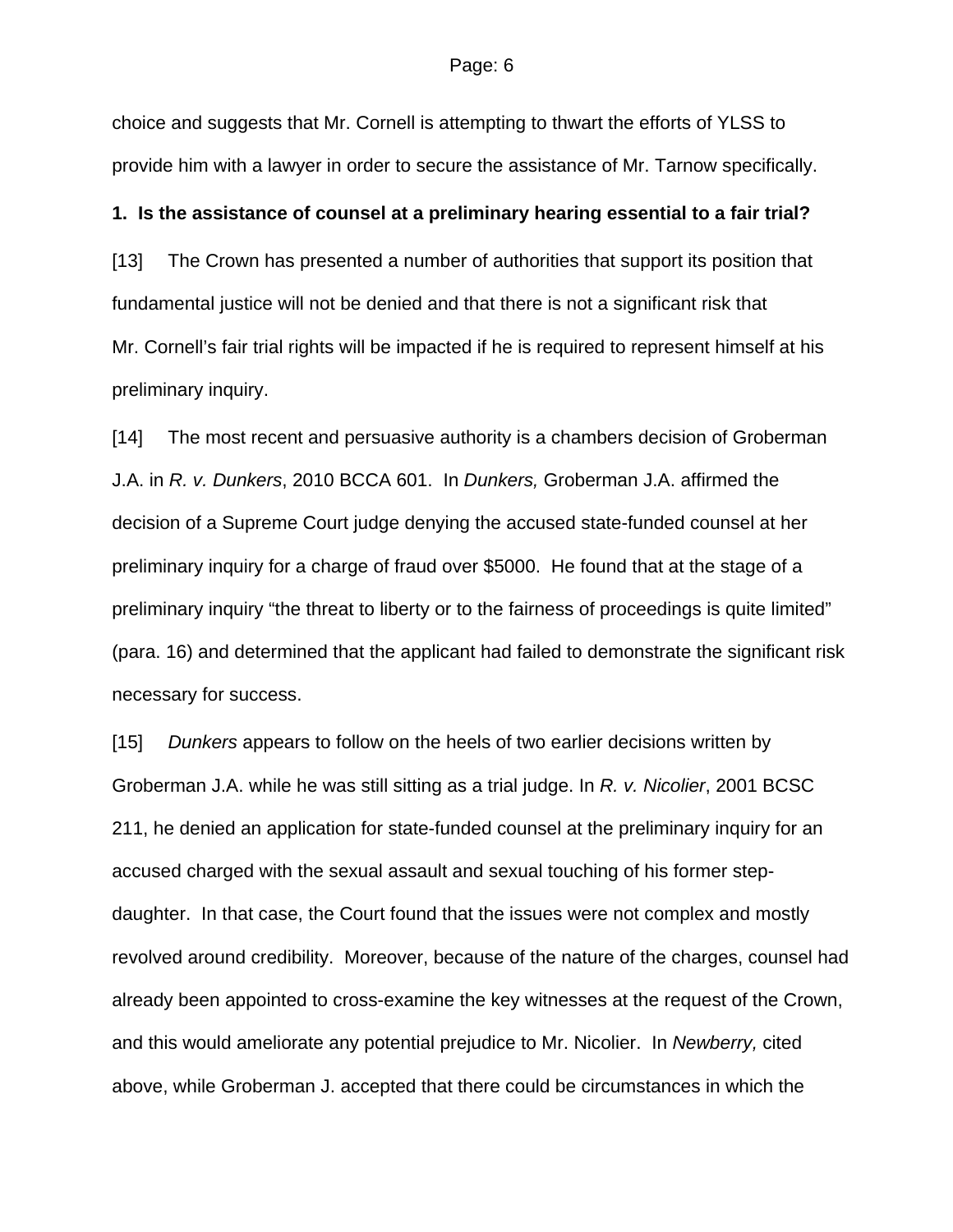choice and suggests that Mr. Cornell is attempting to thwart the efforts of YLSS to provide him with a lawyer in order to secure the assistance of Mr. Tarnow specifically.

**1. Is the assistance of counsel at a preliminary hearing essential to a fair trial?**

[13] The Crown has presented a number of authorities that support its position that fundamental justice will not be denied and that there is not a significant risk that Mr. Cornell's fair trial rights will be impacted if he is required to represent himself at his preliminary inquiry.

[14] The most recent and persuasive authority is a chambers decision of Groberman J.A. in *R. v. Dunkers*, 2010 BCCA 601. In *Dunkers,* Groberman J.A. affirmed the decision of a Supreme Court judge denying the accused state-funded counsel at her preliminary inquiry for a charge of fraud over $5000. He found that at the stage of a preliminary inquiry "the threat to liberty or to the fairness of proceedings is quite limited" (para. 16) and determined that the applicant had failed to demonstrate the significant risk necessary for success.

[15] *Dunkers* appears to follow on the heels of two earlier decisions written by Groberman J.A. while he was still sitting as a trial judge. In *R. v. Nicolier*, 2001 BCSC 211, he denied an application for state-funded counsel at the preliminary inquiry for an accused charged with the sexual assault and sexual touching of his former step-daughter. In that case, the Court found that the issues were not complex and mostly revolved around credibility. Moreover, because of the nature of the charges, counsel had already been appointed to cross-examine the key witnesses at the request of the Crown, and this would ameliorate any potential prejudice to Mr. Nicolier. In *Newberry,* cited above, while Groberman J. accepted that there could be circumstances in which the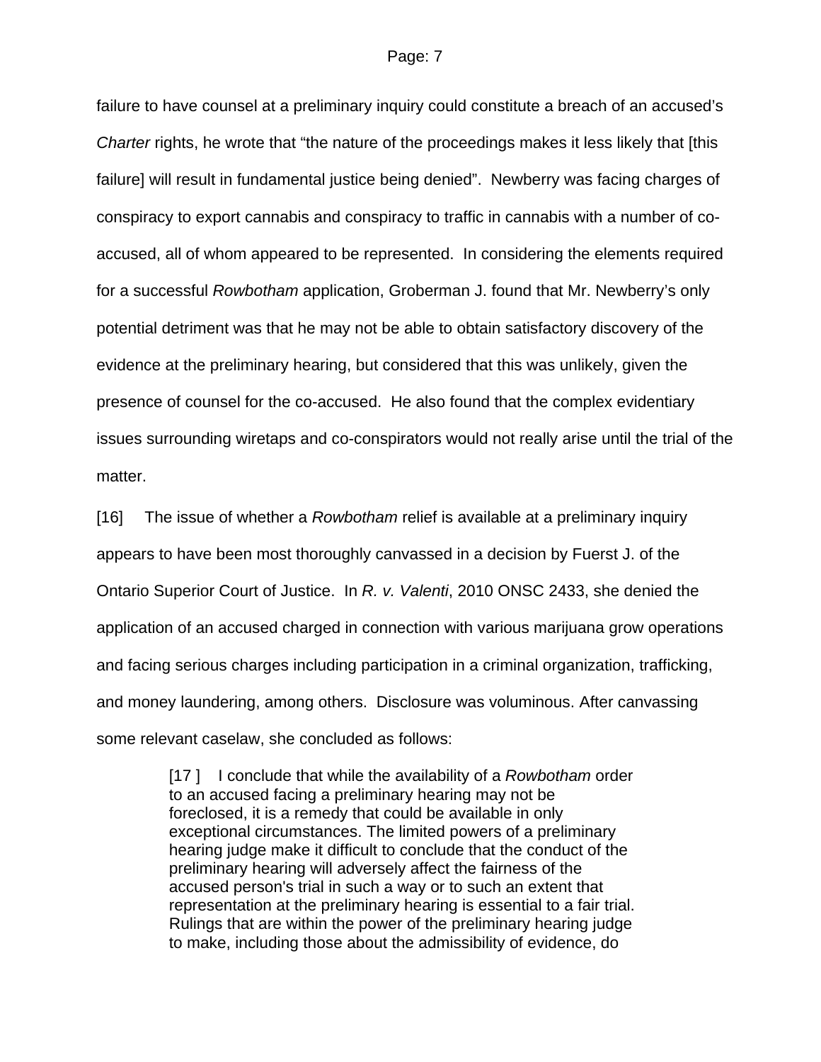failure to have counsel at a preliminary inquiry could constitute a breach of an accused's *Charter* rights, he wrote that "the nature of the proceedings makes it less likely that [this failure] will result in fundamental justice being denied". Newberry was facing charges of conspiracy to export cannabis and conspiracy to traffic in cannabis with a number of co-accused, all of whom appeared to be represented. In considering the elements required for a successful *Rowbotham* application, Groberman J. found that Mr. Newberry's only potential detriment was that he may not be able to obtain satisfactory discovery of the evidence at the preliminary hearing, but considered that this was unlikely, given the presence of counsel for the co-accused. He also found that the complex evidentiary issues surrounding wiretaps and co-conspirators would not really arise until the trial of the matter.

[16] The issue of whether a *Rowbotham* relief is available at a preliminary inquiry appears to have been most thoroughly canvassed in a decision by Fuerst J. of the Ontario Superior Court of Justice. In *R. v. Valenti*, 2010 ONSC 2433, she denied the application of an accused charged in connection with various marijuana grow operations and facing serious charges including participation in a criminal organization, trafficking, and money laundering, among others. Disclosure was voluminous. After canvassing some relevant caselaw, she concluded as follows:

> [17 ] I conclude that while the availability of a *Rowbotham* order to an accused facing a preliminary hearing may not be foreclosed, it is a remedy that could be available in only exceptional circumstances. The limited powers of a preliminary hearing judge make it difficult to conclude that the conduct of the preliminary hearing will adversely affect the fairness of the accused person's trial in such a way or to such an extent that representation at the preliminary hearing is essential to a fair trial. Rulings that are within the power of the preliminary hearing judge to make, including those about the admissibility of evidence, do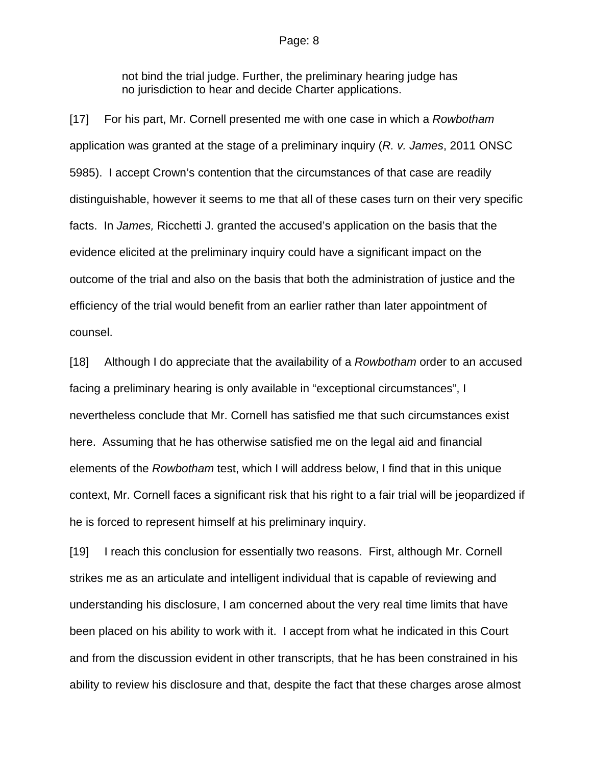> not bind the trial judge. Further, the preliminary hearing judge has no jurisdiction to hear and decide Charter applications.

[17] For his part, Mr. Cornell presented me with one case in which a *Rowbotham* application was granted at the stage of a preliminary inquiry (*R. v. James*, 2011 ONSC 5985). I accept Crown's contention that the circumstances of that case are readily distinguishable, however it seems to me that all of these cases turn on their very specific facts. In *James,* Ricchetti J. granted the accused's application on the basis that the evidence elicited at the preliminary inquiry could have a significant impact on the outcome of the trial and also on the basis that both the administration of justice and the efficiency of the trial would benefit from an earlier rather than later appointment of counsel.

[18] Although I do appreciate that the availability of a *Rowbotham* order to an accused facing a preliminary hearing is only available in "exceptional circumstances", I nevertheless conclude that Mr. Cornell has satisfied me that such circumstances exist here. Assuming that he has otherwise satisfied me on the legal aid and financial elements of the *Rowbotham* test, which I will address below, I find that in this unique context, Mr. Cornell faces a significant risk that his right to a fair trial will be jeopardized if he is forced to represent himself at his preliminary inquiry.

[19] I reach this conclusion for essentially two reasons. First, although Mr. Cornell strikes me as an articulate and intelligent individual that is capable of reviewing and understanding his disclosure, I am concerned about the very real time limits that have been placed on his ability to work with it. I accept from what he indicated in this Court and from the discussion evident in other transcripts, that he has been constrained in his ability to review his disclosure and that, despite the fact that these charges arose almost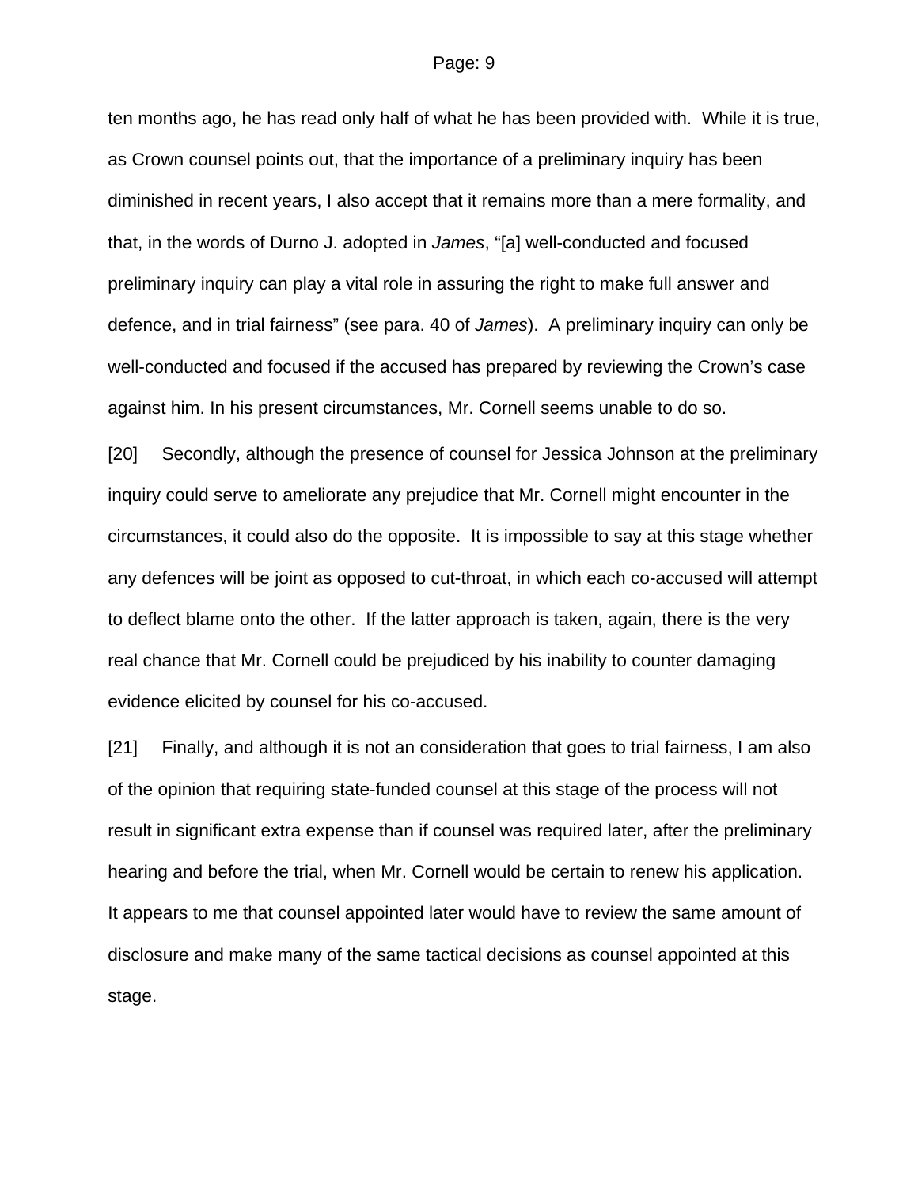ten months ago, he has read only half of what he has been provided with. While it is true, as Crown counsel points out, that the importance of a preliminary inquiry has been diminished in recent years, I also accept that it remains more than a mere formality, and that, in the words of Durno J. adopted in *James*, "[a] well-conducted and focused preliminary inquiry can play a vital role in assuring the right to make full answer and defence, and in trial fairness" (see para. 40 of *James*). A preliminary inquiry can only be well-conducted and focused if the accused has prepared by reviewing the Crown's case against him. In his present circumstances, Mr. Cornell seems unable to do so.

[20] Secondly, although the presence of counsel for Jessica Johnson at the preliminary inquiry could serve to ameliorate any prejudice that Mr. Cornell might encounter in the circumstances, it could also do the opposite. It is impossible to say at this stage whether any defences will be joint as opposed to cut-throat, in which each co-accused will attempt to deflect blame onto the other. If the latter approach is taken, again, there is the very real chance that Mr. Cornell could be prejudiced by his inability to counter damaging evidence elicited by counsel for his co-accused.

[21] Finally, and although it is not an consideration that goes to trial fairness, I am also of the opinion that requiring state-funded counsel at this stage of the process will not result in significant extra expense than if counsel was required later, after the preliminary hearing and before the trial, when Mr. Cornell would be certain to renew his application. It appears to me that counsel appointed later would have to review the same amount of disclosure and make many of the same tactical decisions as counsel appointed at this stage.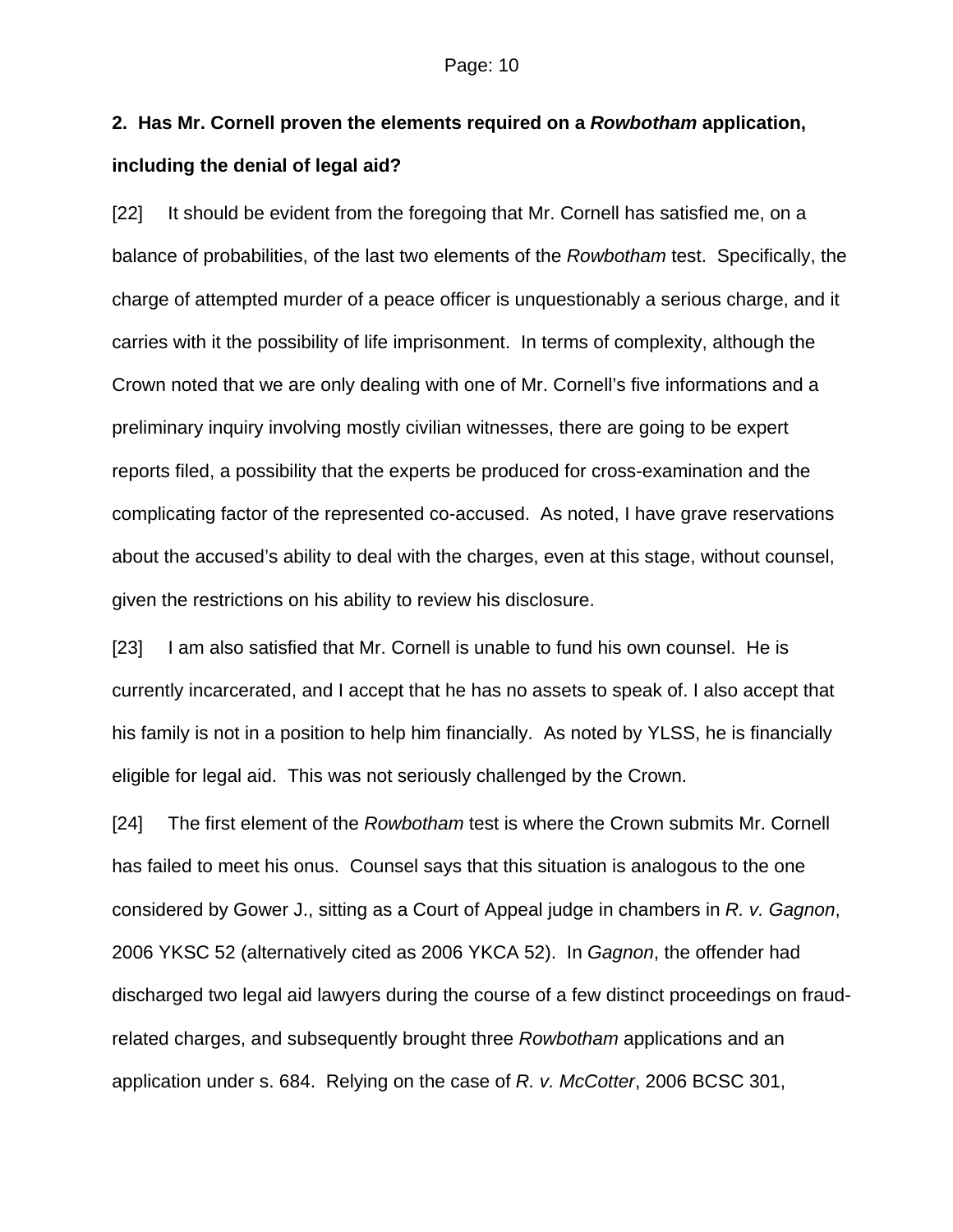**2. Has Mr. Cornell proven the elements required on a *Rowbotham* application, including the denial of legal aid?**

[22] It should be evident from the foregoing that Mr. Cornell has satisfied me, on a balance of probabilities, of the last two elements of the *Rowbotham* test. Specifically, the charge of attempted murder of a peace officer is unquestionably a serious charge, and it carries with it the possibility of life imprisonment. In terms of complexity, although the Crown noted that we are only dealing with one of Mr. Cornell's five informations and a preliminary inquiry involving mostly civilian witnesses, there are going to be expert reports filed, a possibility that the experts be produced for cross-examination and the complicating factor of the represented co-accused. As noted, I have grave reservations about the accused's ability to deal with the charges, even at this stage, without counsel, given the restrictions on his ability to review his disclosure.

[23] I am also satisfied that Mr. Cornell is unable to fund his own counsel. He is currently incarcerated, and I accept that he has no assets to speak of. I also accept that his family is not in a position to help him financially. As noted by YLSS, he is financially eligible for legal aid. This was not seriously challenged by the Crown.

[24] The first element of the *Rowbotham* test is where the Crown submits Mr. Cornell has failed to meet his onus. Counsel says that this situation is analogous to the one considered by Gower J., sitting as a Court of Appeal judge in chambers in *R. v. Gagnon*, 2006 YKSC 52 (alternatively cited as 2006 YKCA 52). In *Gagnon*, the offender had discharged two legal aid lawyers during the course of a few distinct proceedings on fraud-related charges, and subsequently brought three *Rowbotham* applications and an application under s. 684. Relying on the case of *R. v. McCotter*, 2006 BCSC 301,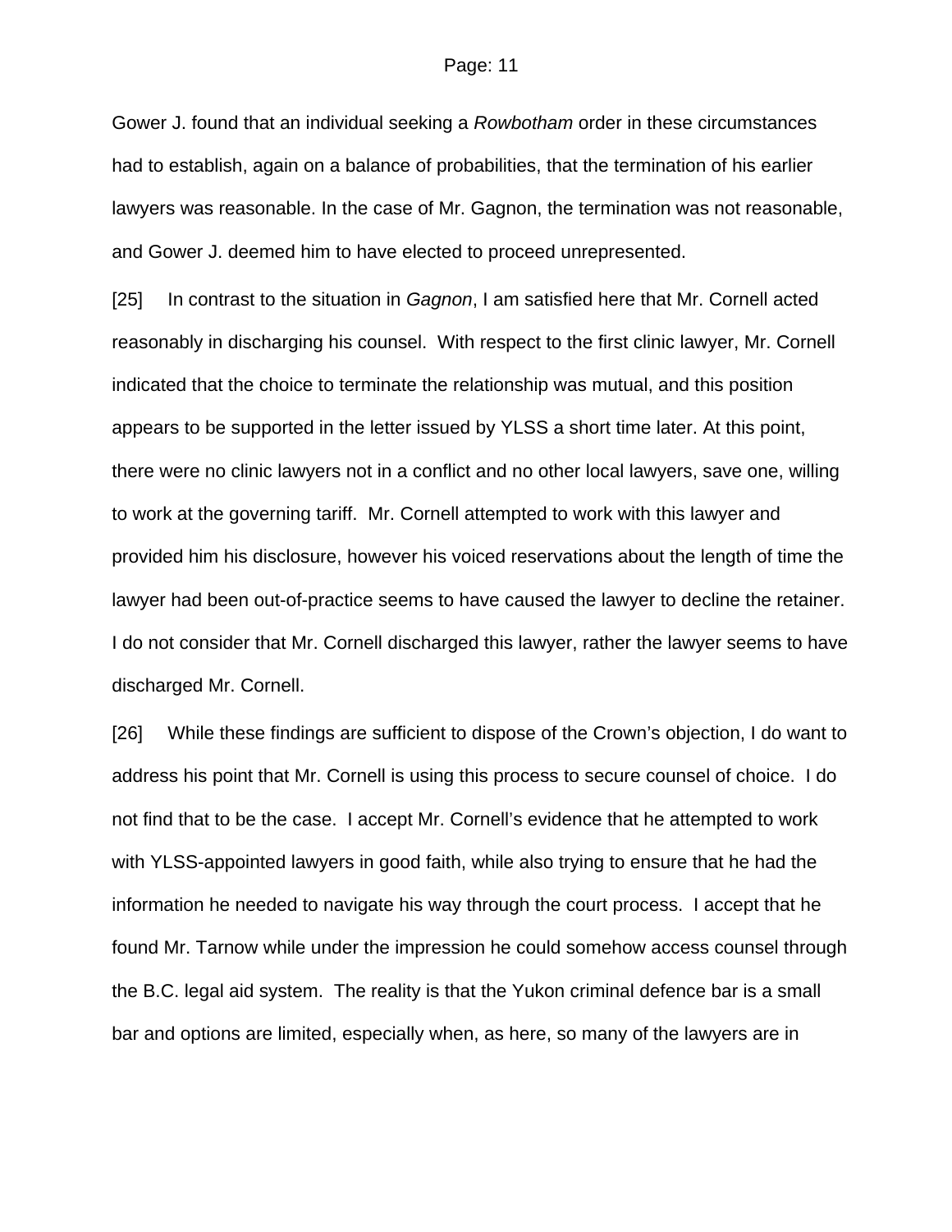Gower J. found that an individual seeking a *Rowbotham* order in these circumstances had to establish, again on a balance of probabilities, that the termination of his earlier lawyers was reasonable. In the case of Mr. Gagnon, the termination was not reasonable, and Gower J. deemed him to have elected to proceed unrepresented.

[25] In contrast to the situation in *Gagnon*, I am satisfied here that Mr. Cornell acted reasonably in discharging his counsel. With respect to the first clinic lawyer, Mr. Cornell indicated that the choice to terminate the relationship was mutual, and this position appears to be supported in the letter issued by YLSS a short time later. At this point, there were no clinic lawyers not in a conflict and no other local lawyers, save one, willing to work at the governing tariff. Mr. Cornell attempted to work with this lawyer and provided him his disclosure, however his voiced reservations about the length of time the lawyer had been out-of-practice seems to have caused the lawyer to decline the retainer. I do not consider that Mr. Cornell discharged this lawyer, rather the lawyer seems to have discharged Mr. Cornell.

[26] While these findings are sufficient to dispose of the Crown's objection, I do want to address his point that Mr. Cornell is using this process to secure counsel of choice. I do not find that to be the case. I accept Mr. Cornell's evidence that he attempted to work with YLSS-appointed lawyers in good faith, while also trying to ensure that he had the information he needed to navigate his way through the court process. I accept that he found Mr. Tarnow while under the impression he could somehow access counsel through the B.C. legal aid system. The reality is that the Yukon criminal defence bar is a small bar and options are limited, especially when, as here, so many of the lawyers are in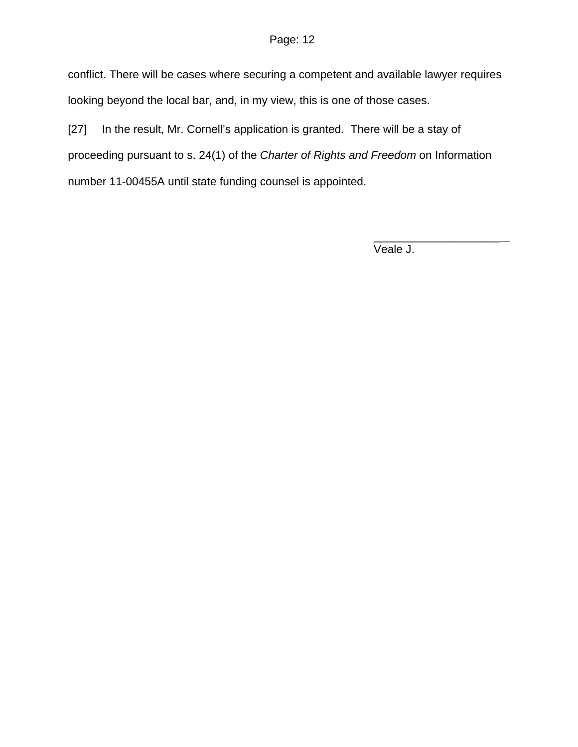conflict. There will be cases where securing a competent and available lawyer requires looking beyond the local bar, and, in my view, this is one of those cases.

[27] In the result, Mr. Cornell’s application is granted. There will be a stay of proceeding pursuant to s. 24(1) of the *Charter of Rights and Freedom* on Information number 11-00455A until state funding counsel is appointed.

\_\_\_\_\_\_\_\_\_\_\_\_\_\_\_\_\_\_\_\_\_\_

Veale J.